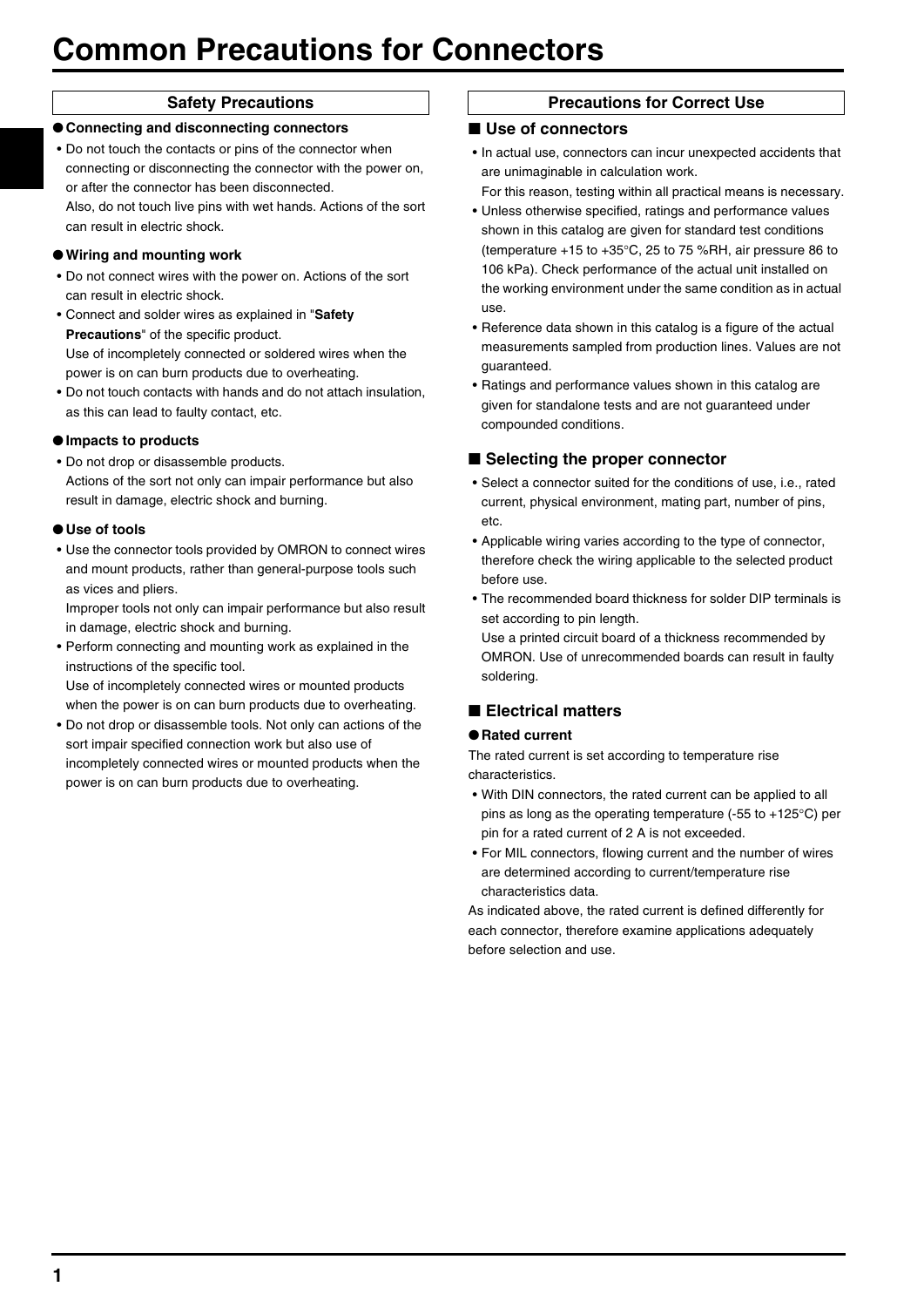# Common Precautions for Connectors

## Safety Precautions

### ● Connecting and disconnecting connectors

- Do not touch the contacts or pins of the connector when connecting or disconnecting the connector with the power on, or after the connector has been disconnected.
  Also, do not touch live pins with wet hands. Actions of the sort can result in electric shock.

### ● Wiring and mounting work

- Do not connect wires with the power on. Actions of the sort can result in electric shock.
- Connect and solder wires as explained in "**Safety Precautions**" of the specific product.
  Use of incompletely connected or soldered wires when the power is on can burn products due to overheating.
- Do not touch contacts with hands and do not attach insulation, as this can lead to faulty contact, etc.

### ● Impacts to products

- Do not drop or disassemble products.
  Actions of the sort not only can impair performance but also result in damage, electric shock and burning.

### ● Use of tools

- Use the connector tools provided by OMRON to connect wires and mount products, rather than general-purpose tools such as vices and pliers.
  Improper tools not only can impair performance but also result in damage, electric shock and burning.
- Perform connecting and mounting work as explained in the instructions of the specific tool.
  Use of incompletely connected wires or mounted products when the power is on can burn products due to overheating.
- Do not drop or disassemble tools. Not only can actions of the sort impair specified connection work but also use of incompletely connected wires or mounted products when the power is on can burn products due to overheating.

## Precautions for Correct Use

### ■ Use of connectors

- In actual use, connectors can incur unexpected accidents that are unimaginable in calculation work.
  For this reason, testing within all practical means is necessary.
- Unless otherwise specified, ratings and performance values shown in this catalog are given for standard test conditions (temperature +15 to +35°C, 25 to 75 %RH, air pressure 86 to 106 kPa). Check performance of the actual unit installed on the working environment under the same condition as in actual use.
- Reference data shown in this catalog is a figure of the actual measurements sampled from production lines. Values are not guaranteed.
- Ratings and performance values shown in this catalog are given for standalone tests and are not guaranteed under compounded conditions.

### ■ Selecting the proper connector

- Select a connector suited for the conditions of use, i.e., rated current, physical environment, mating part, number of pins, etc.
- Applicable wiring varies according to the type of connector, therefore check the wiring applicable to the selected product before use.
- The recommended board thickness for solder DIP terminals is set according to pin length.
  Use a printed circuit board of a thickness recommended by OMRON. Use of unrecommended boards can result in faulty soldering.

### ■ Electrical matters

#### ● Rated current

The rated current is set according to temperature rise characteristics.

- With DIN connectors, the rated current can be applied to all pins as long as the operating temperature (-55 to +125°C) per pin for a rated current of 2 A is not exceeded.
- For MIL connectors, flowing current and the number of wires are determined according to current/temperature rise characteristics data.

As indicated above, the rated current is defined differently for each connector, therefore examine applications adequately before selection and use.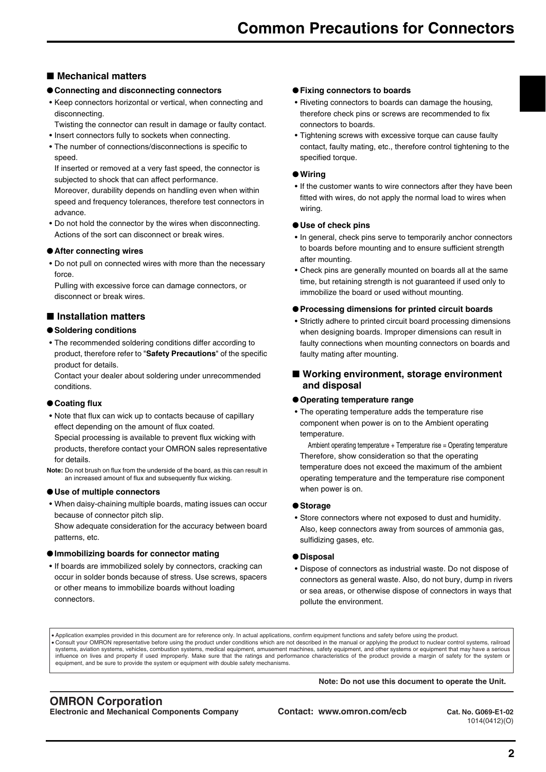# Common Precautions for Connectors

## ■ Mechanical matters

### ● Connecting and disconnecting connectors

- Keep connectors horizontal or vertical, when connecting and disconnecting.
  Twisting the connector can result in damage or faulty contact.
- Insert connectors fully to sockets when connecting.
- The number of connections/disconnections is specific to speed.
  If inserted or removed at a very fast speed, the connector is subjected to shock that can affect performance.
  Moreover, durability depends on handling even when within speed and frequency tolerances, therefore test connectors in advance.
- Do not hold the connector by the wires when disconnecting.
  Actions of the sort can disconnect or break wires.

### ● After connecting wires

- Do not pull on connected wires with more than the necessary force.
  Pulling with excessive force can damage connectors, or disconnect or break wires.

## ■ Installation matters

### ● Soldering conditions

- The recommended soldering conditions differ according to product, therefore refer to "**Safety Precautions**" of the specific product for details.
  Contact your dealer about soldering under unrecommended conditions.

### ● Coating flux

- Note that flux can wick up to contacts because of capillary effect depending on the amount of flux coated.
  Special processing is available to prevent flux wicking with products, therefore contact your OMRON sales representative for details.

**Note:** Do not brush on flux from the underside of the board, as this can result in an increased amount of flux and subsequently flux wicking.

### ● Use of multiple connectors

- When daisy-chaining multiple boards, mating issues can occur because of connector pitch slip.
  Show adequate consideration for the accuracy between board patterns, etc.

### ● Immobilizing boards for connector mating

- If boards are immobilized solely by connectors, cracking can occur in solder bonds because of stress. Use screws, spacers or other means to immobilize boards without loading connectors.

### ● Fixing connectors to boards

- Riveting connectors to boards can damage the housing, therefore check pins or screws are recommended to fix connectors to boards.
- Tightening screws with excessive torque can cause faulty contact, faulty mating, etc., therefore control tightening to the specified torque.

### ● Wiring

- If the customer wants to wire connectors after they have been fitted with wires, do not apply the normal load to wires when wiring.

### ● Use of check pins

- In general, check pins serve to temporarily anchor connectors to boards before mounting and to ensure sufficient strength after mounting.
- Check pins are generally mounted on boards all at the same time, but retaining strength is not guaranteed if used only to immobilize the board or used without mounting.

### ● Processing dimensions for printed circuit boards

- Strictly adhere to printed circuit board processing dimensions when designing boards. Improper dimensions can result in faulty connections when mounting connectors on boards and faulty mating after mounting.

## ■ Working environment, storage environment and disposal

### ● Operating temperature range

- The operating temperature adds the temperature rise component when power is on to the Ambient operating temperature.
  Ambient operating temperature + Temperature rise = Operating temperature
  Therefore, show consideration so that the operating temperature does not exceed the maximum of the ambient operating temperature and the temperature rise component when power is on.

### ● Storage

- Store connectors where not exposed to dust and humidity. Also, keep connectors away from sources of ammonia gas, sulfidizing gases, etc.

### ● Disposal

- Dispose of connectors as industrial waste. Do not dispose of connectors as general waste. Also, do not bury, dump in rivers or sea areas, or otherwise dispose of connectors in ways that pollute the environment.

---

- Application examples provided in this document are for reference only. In actual applications, confirm equipment functions and safety before using the product.
- Consult your OMRON representative before using the product under conditions which are not described in the manual or applying the product to nuclear control systems, railroad systems, aviation systems, vehicles, combustion systems, medical equipment, amusement machines, safety equipment, and other systems or equipment that may have a serious influence on lives and property if used improperly. Make sure that the ratings and performance characteristics of the product provide a margin of safety for the system or equipment, and be sure to provide the system or equipment with double safety mechanisms.

**Note: Do not use this document to operate the Unit.**

**OMRON Corporation**
**Electronic and Mechanical Components Company**

**Contact: www.omron.com/ecb**

**Cat. No. G069-E1-02**
1014(0412)(O)